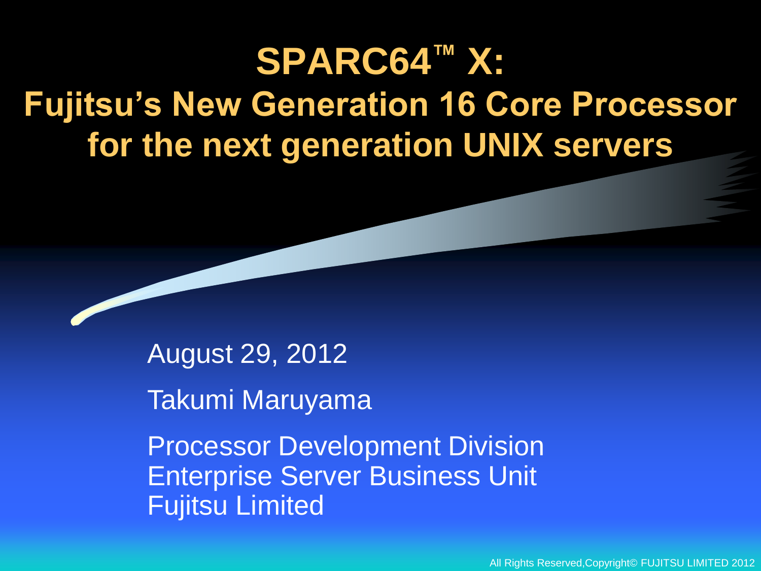# SPARC64™ X: Fujitsu's New Generation 16 Core Processor for the next generation UNIX servers

August 29, 2012

Takumi Maruyama

Processor Development Division
Enterprise Server Business Unit
Fujitsu Limited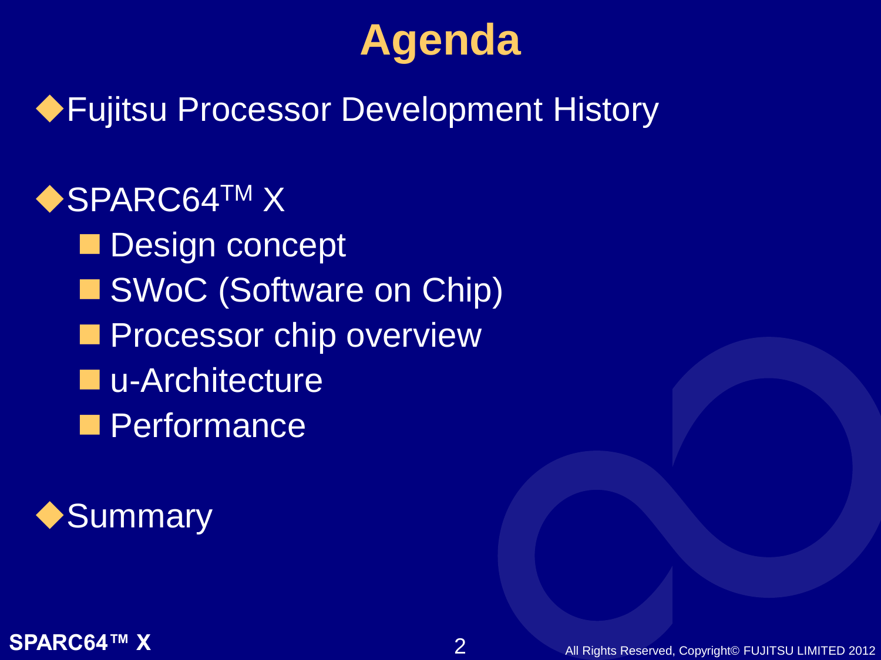# Agenda

- Fujitsu Processor Development History
- SPARC64™ X
  - Design concept
  - SWoC (Software on Chip)
  - Processor chip overview
  - u-Architecture
  - Performance
- Summary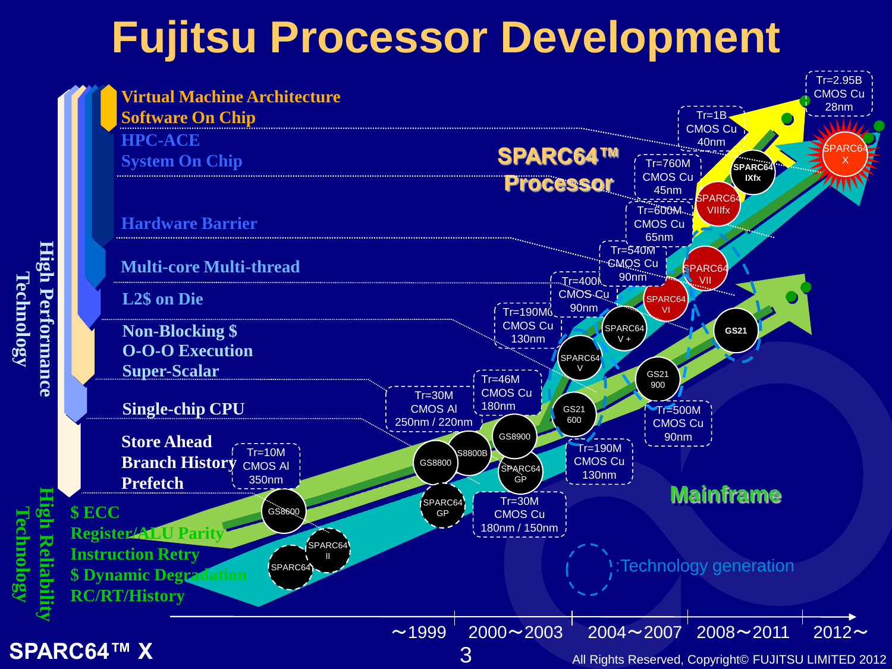# Fujitsu Processor Development

**High Performance Technology**

- Virtual Machine Architecture
- Software On Chip
- HPC-ACE
- System On Chip
- Hardware Barrier
- Multi-core Multi-thread
- L2$ on Die
- Non-Blocking $
- O-O-O Execution
- Super-Scalar
- Single-chip CPU
- Store Ahead
- Branch History
- Prefetch

**High Reliability Technology**

- $ ECC
- Register/ALU Parity
- Instruction Retry
- $ Dynamic Degradation
- RC/RT/History

**SPARC64™ Processor**

- SPARC64, SPARC64 II — Tr=10M, CMOS Al, 350nm
- SPARC64 GP — Tr=30M, CMOS Al, 250nm / 220nm
- SPARC64 GP — Tr=30M, CMOS Cu, 180nm / 150nm
- SPARC64 V — Tr=190M, CMOS Cu, 130nm
- SPARC64 V+ — Tr=400M, CMOS Cu, 90nm
- SPARC64 VI — Tr=540M, CMOS Cu, 90nm
- SPARC64 VII — Tr=600M, CMOS Cu, 65nm
- SPARC64 VIIIfx — Tr=760M, CMOS Cu, 45nm
- SPARC64 IXfx — Tr=1B, CMOS Cu, 40nm
- SPARC64 X — Tr=2.95B, CMOS Cu, 28nm

**Mainframe**

- GS8600
- GS8800, GS8800B
- GS8900 — Tr=46M, CMOS Cu, 180nm
- GS21 600 — Tr=190M, CMOS Cu, 130nm
- GS21 900
- GS21 — Tr=500M, CMOS Cu, 90nm

(Dashed circle): Technology generation

Timeline: ～1999 | 2000～2003 | 2004～2007 | 2008～2011 | 2012～

SPARC64™ X

All Rights Reserved, Copyright© FUJITSU LIMITED 2012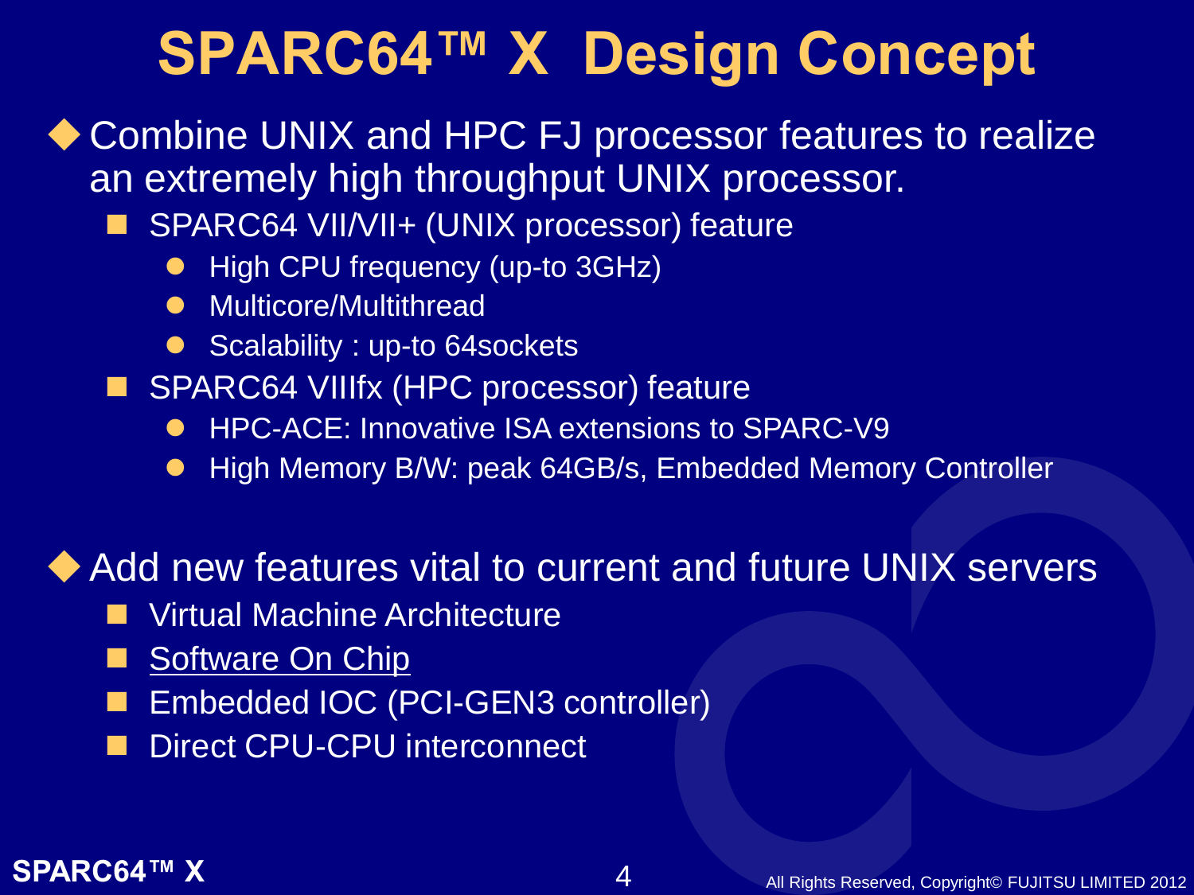# SPARC64™ X Design Concept

- Combine UNIX and HPC FJ processor features to realize an extremely high throughput UNIX processor.
  - SPARC64 VII/VII+ (UNIX processor) feature
    - High CPU frequency (up-to 3GHz)
    - Multicore/Multithread
    - Scalability : up-to 64sockets
  - SPARC64 VIIIfx (HPC processor) feature
    - HPC-ACE: Innovative ISA extensions to SPARC-V9
    - High Memory B/W: peak 64GB/s, Embedded Memory Controller

- Add new features vital to current and future UNIX servers
  - Virtual Machine Architecture
  - Software On Chip
  - Embedded IOC (PCI-GEN3 controller)
  - Direct CPU-CPU interconnect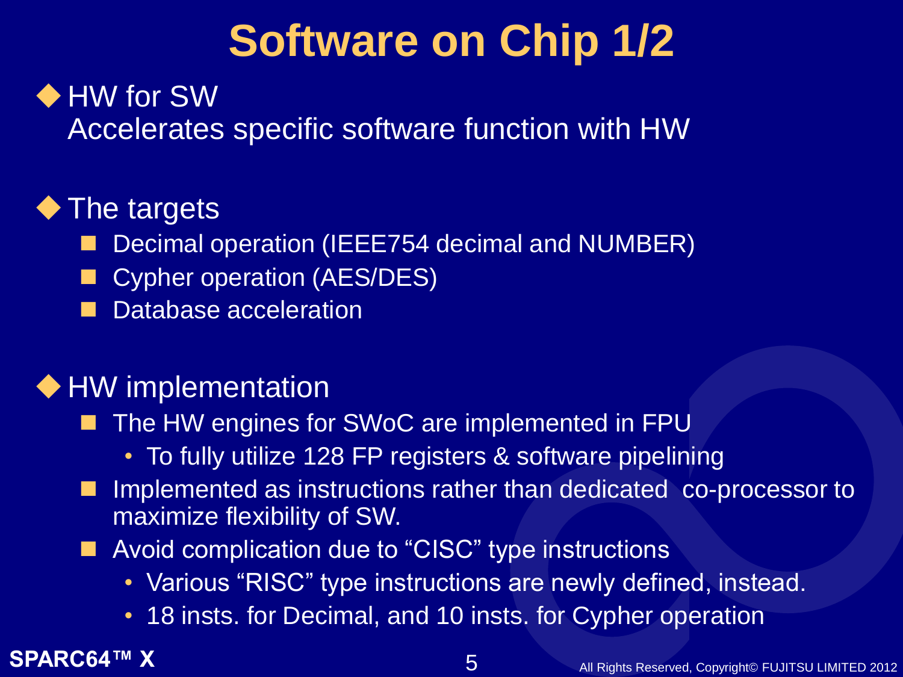# Software on Chip 1/2

- **HW for SW**
  Accelerates specific software function with HW

- **The targets**
  - Decimal operation (IEEE754 decimal and NUMBER)
  - Cypher operation (AES/DES)
  - Database acceleration

- **HW implementation**
  - The HW engines for SWoC are implemented in FPU
    - To fully utilize 128 FP registers & software pipelining
  - Implemented as instructions rather than dedicated co-processor to maximize flexibility of SW.
  - Avoid complication due to “CISC” type instructions
    - Various “RISC” type instructions are newly defined, instead.
    - 18 insts. for Decimal, and 10 insts. for Cypher operation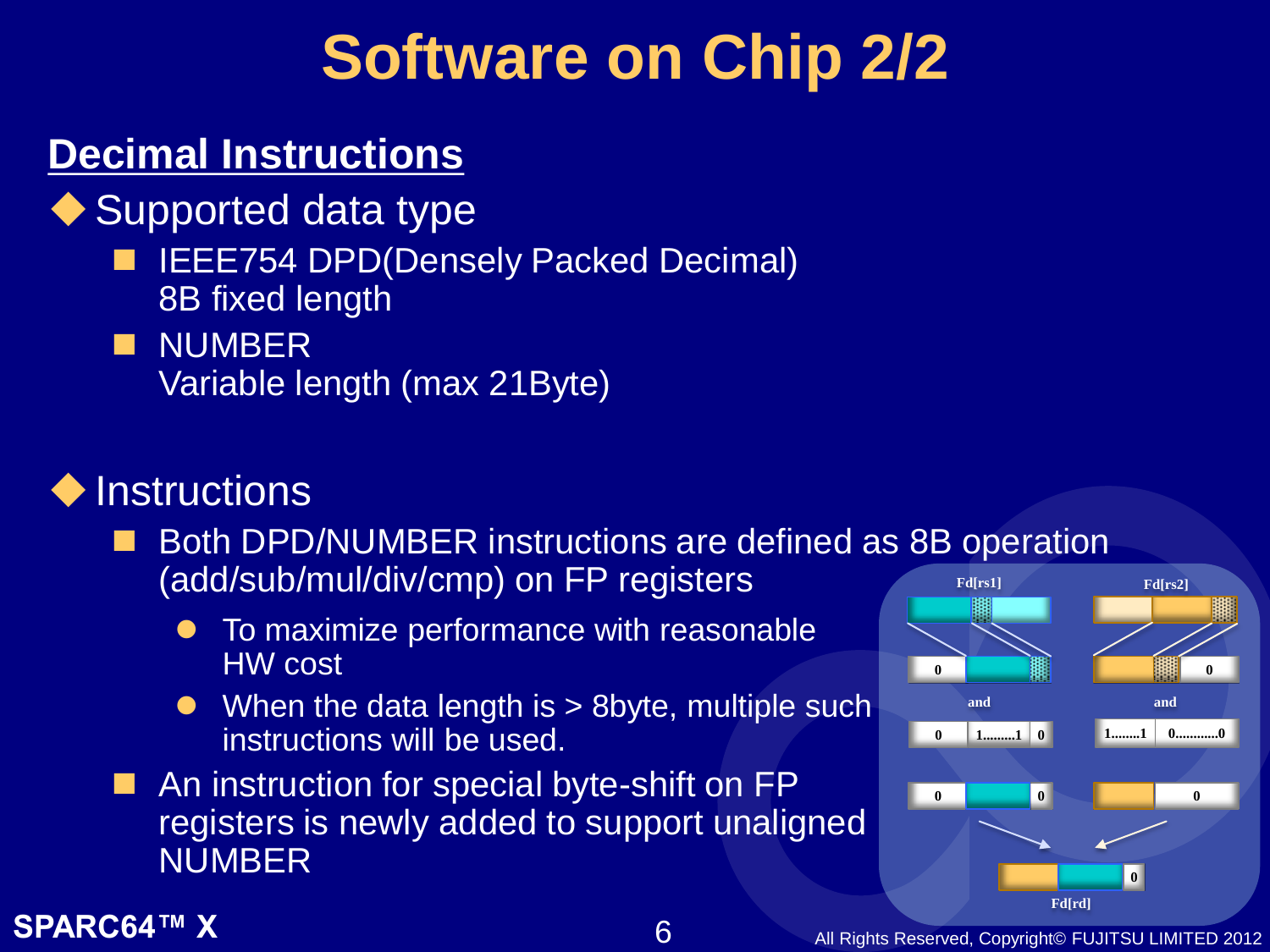# Software on Chip 2/2

## Decimal Instructions

- **Supported data type**
  - IEEE754 DPD(Densely Packed Decimal) 8B fixed length
  - NUMBER Variable length (max 21Byte)

- **Instructions**
  - Both DPD/NUMBER instructions are defined as 8B operation (add/sub/mul/div/cmp) on FP registers
    - To maximize performance with reasonable HW cost
    - When the data length is > 8byte, multiple such instructions will be used.
  - An instruction for special byte-shift on FP registers is newly added to support unaligned NUMBER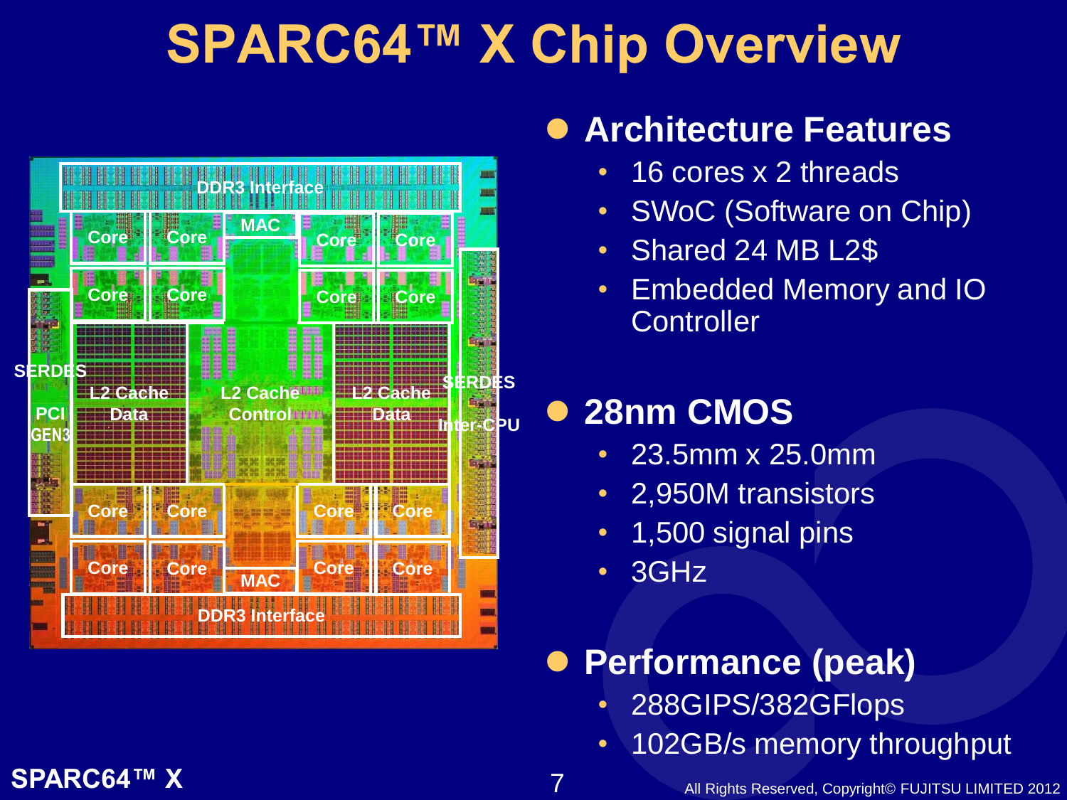# SPARC64™ X Chip Overview

- **Architecture Features**
  - 16 cores x 2 threads
  - SWoC (Software on Chip)
  - Shared 24 MB L2$
  - Embedded Memory and IO Controller
- **28nm CMOS**
  - 23.5mm x 25.0mm
  - 2,950M transistors
  - 1,500 signal pins
  - 3GHz
- **Performance (peak)**
  - 288GIPS/382GFlops
  - 102GB/s memory throughput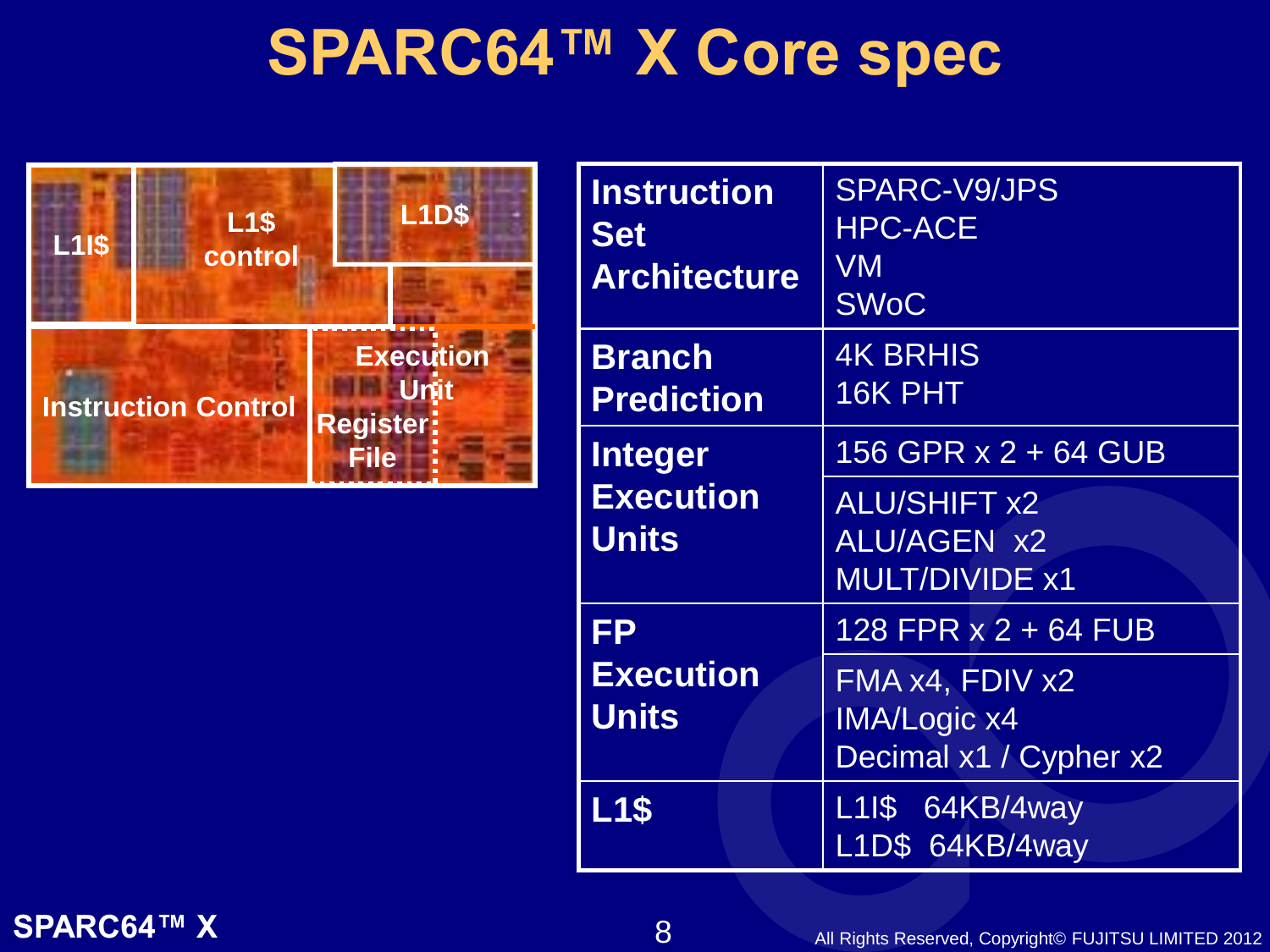# SPARC64™ X Core spec

L1I$

L1$ control

L1D$

Instruction Control

Execution Unit

Register File

| | |
|---|---|
| **Instruction Set Architecture** | SPARC-V9/JPS<br>HPC-ACE<br>VM<br>SWoC |
| **Branch Prediction** | 4K BRHIS<br>16K PHT |
| **Integer Execution Units** | 156 GPR x 2 + 64 GUB |
| | ALU/SHIFT x2<br>ALU/AGEN x2<br>MULT/DIVIDE x1 |
| **FP Execution Units** | 128 FPR x 2 + 64 FUB |
| | FMA x4, FDIV x2<br>IMA/Logic x4<br>Decimal x1 / Cypher x2 |
| **L1$** | L1I$ 64KB/4way<br>L1D$ 64KB/4way |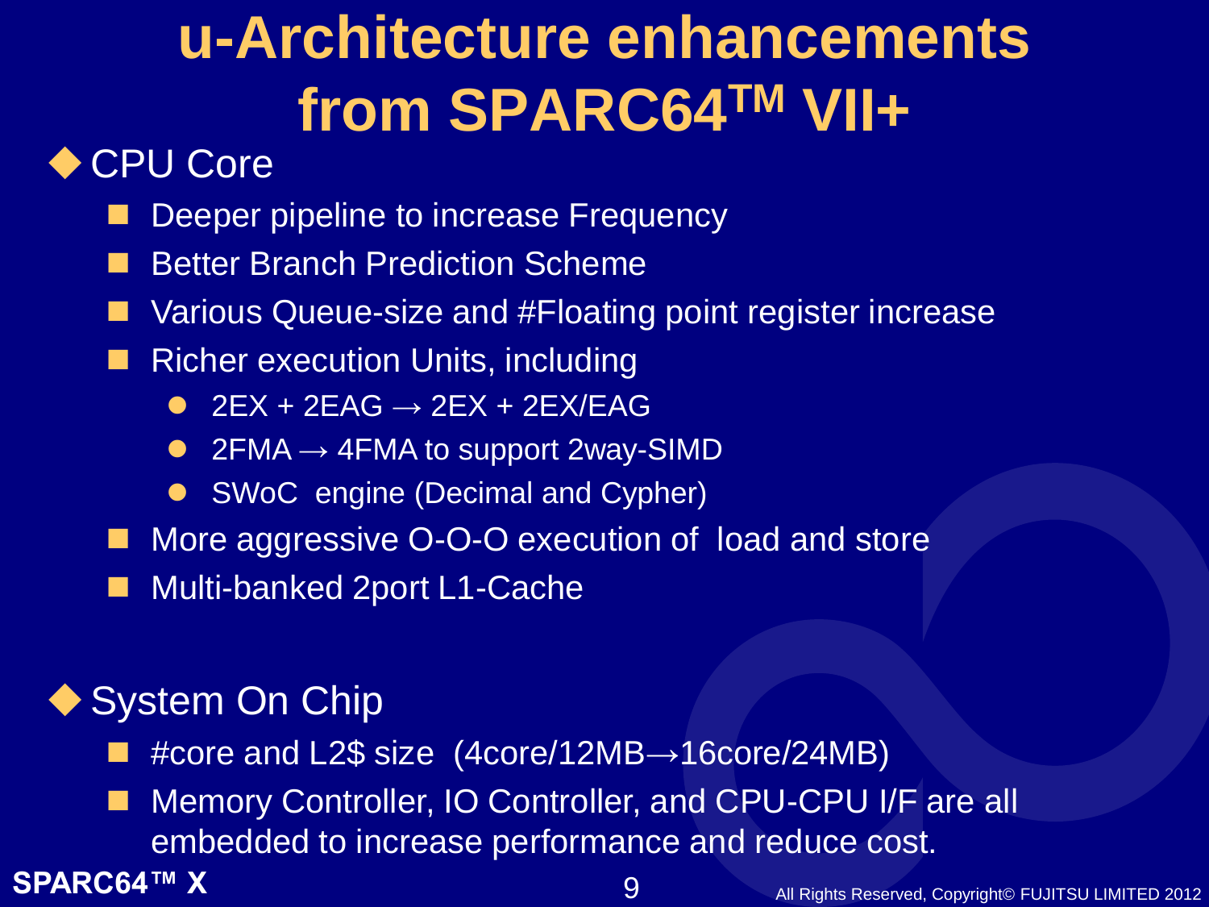# u-Architecture enhancements from SPARC64™ VII+

- **CPU Core**
  - Deeper pipeline to increase Frequency
  - Better Branch Prediction Scheme
  - Various Queue-size and #Floating point register increase
  - Richer execution Units, including
    - 2EX + 2EAG → 2EX + 2EX/EAG
    - 2FMA → 4FMA to support 2way-SIMD
    - SWoC engine (Decimal and Cypher)
  - More aggressive O-O-O execution of load and store
  - Multi-banked 2port L1-Cache

- **System On Chip**
  - #core and L2$ size (4core/12MB→16core/24MB)
  - Memory Controller, IO Controller, and CPU-CPU I/F are all embedded to increase performance and reduce cost.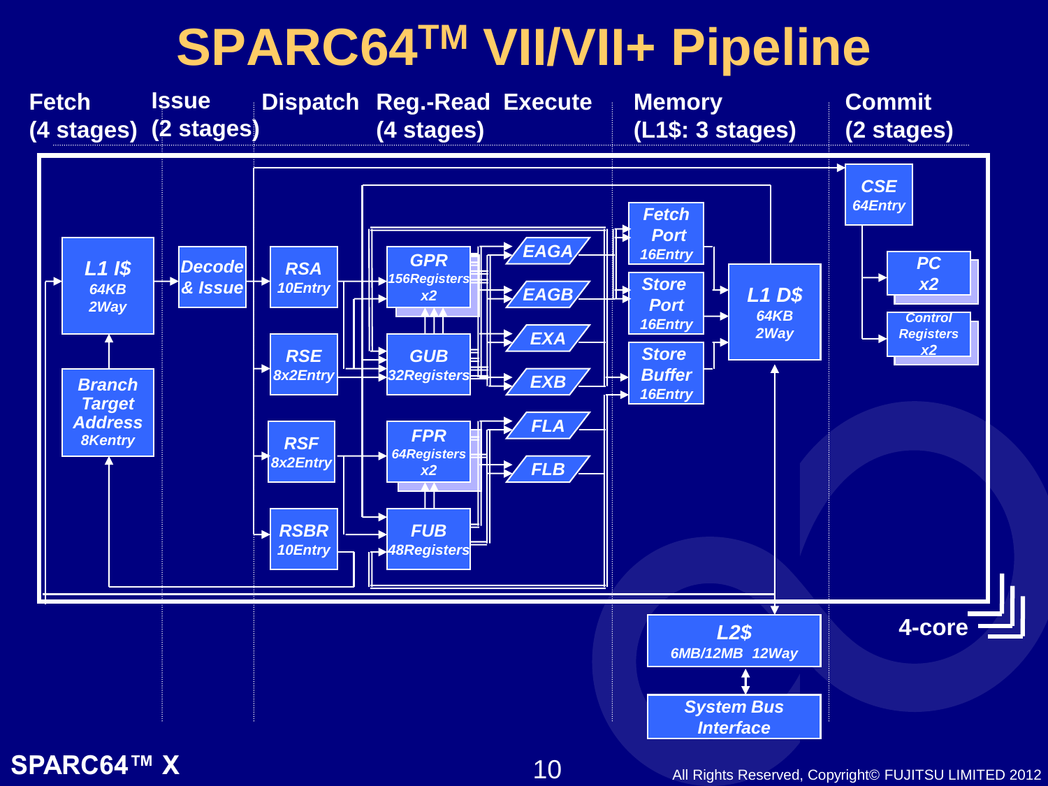# SPARC64™ VII/VII+ Pipeline

Fetch (4 stages) | Issue (2 stages) | Dispatch | Reg.-Read (4 stages) | Execute | Memory (L1$: 3 stages) | Commit (2 stages)

- L1 I$ 64KB 2Way
- Branch Target Address 8Kentry
- Decode & Issue
- RSA 10Entry
- RSE 8x2Entry
- RSF 8x2Entry
- RSBR 10Entry
- GPR 156Registers x2
- GUB 32Registers
- FPR 64Registers x2
- FUB 48Registers
- EAGA
- EAGB
- EXA
- EXB
- FLA
- FLB
- Fetch Port 16Entry
- Store Port 16Entry
- Store Buffer 16Entry
- L1 D$ 64KB 2Way
- CSE 64Entry
- PC x2
- Control Registers x2
- L2$ 6MB/12MB 12Way
- System Bus Interface

4-core

SPARC64™ X

All Rights Reserved, Copyright© FUJITSU LIMITED 2012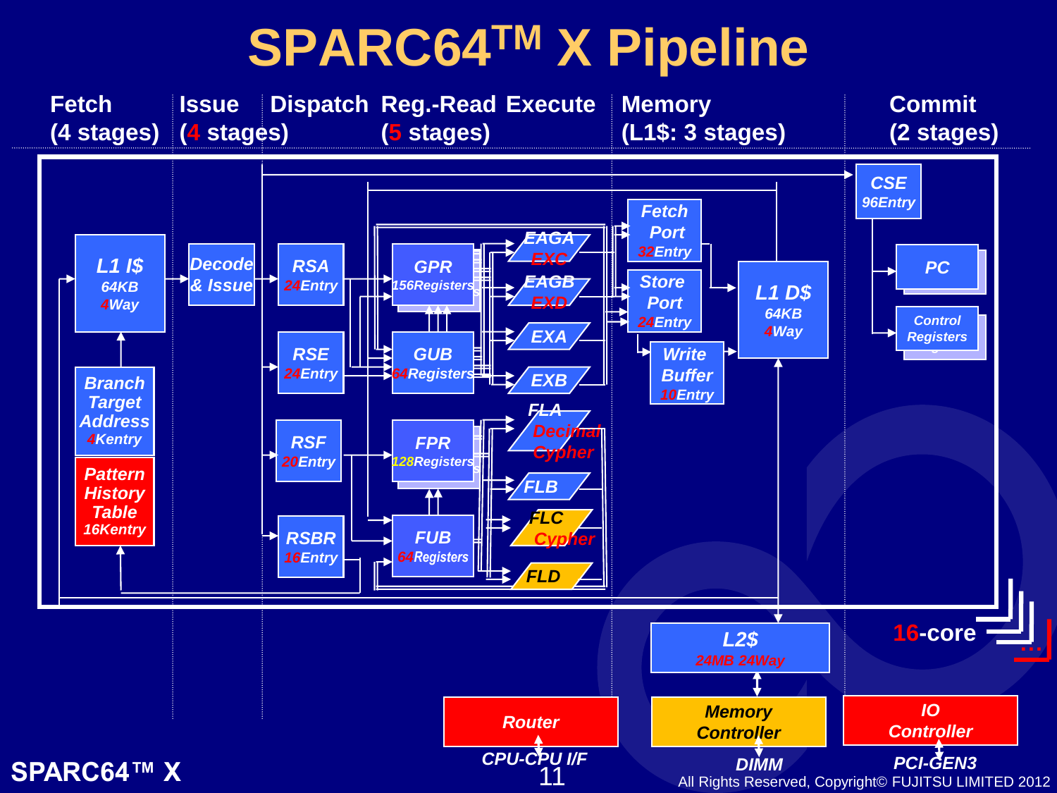# SPARC64™ X Pipeline

| Fetch | Issue | Dispatch | Reg.-Read | Execute | Memory | Commit |
|---|---|---|---|---|---|---|
| (4 stages) | (4 stages) | | (5 stages) | | (L1$: 3 stages) | (2 stages) |

**Fetch**
- L1 I$ — 64KB 4Way
- Branch Target Address — 4Kentry
- Pattern History Table — 16Kentry

**Issue**
- Decode & Issue

**Dispatch**
- RSA — 24Entry
- RSE — 24Entry
- RSF — 20Entry
- RSBR — 16Entry

**Reg.-Read**
- GPR — 156Registers
- GUB — 64Registers
- FPR — 128Registers
- FUB — 64Registers

**Execute**
- EAGA / EXC
- EAGB / EXD
- EXA
- EXB
- FLA / Decimal / Cypher
- FLB
- FLC / Cypher
- FLD

**Memory**
- Fetch Port — 32Entry
- Store Port — 24Entry
- Write Buffer — 10Entry
- L1 D$ — 64KB 4Way

**Commit**
- CSE — 96Entry
- PC
- Control Registers

16-core

- L2$ — 24MB 24Way
- Router — CPU-CPU I/F
- Memory Controller — DIMM
- IO Controller — PCI-GEN3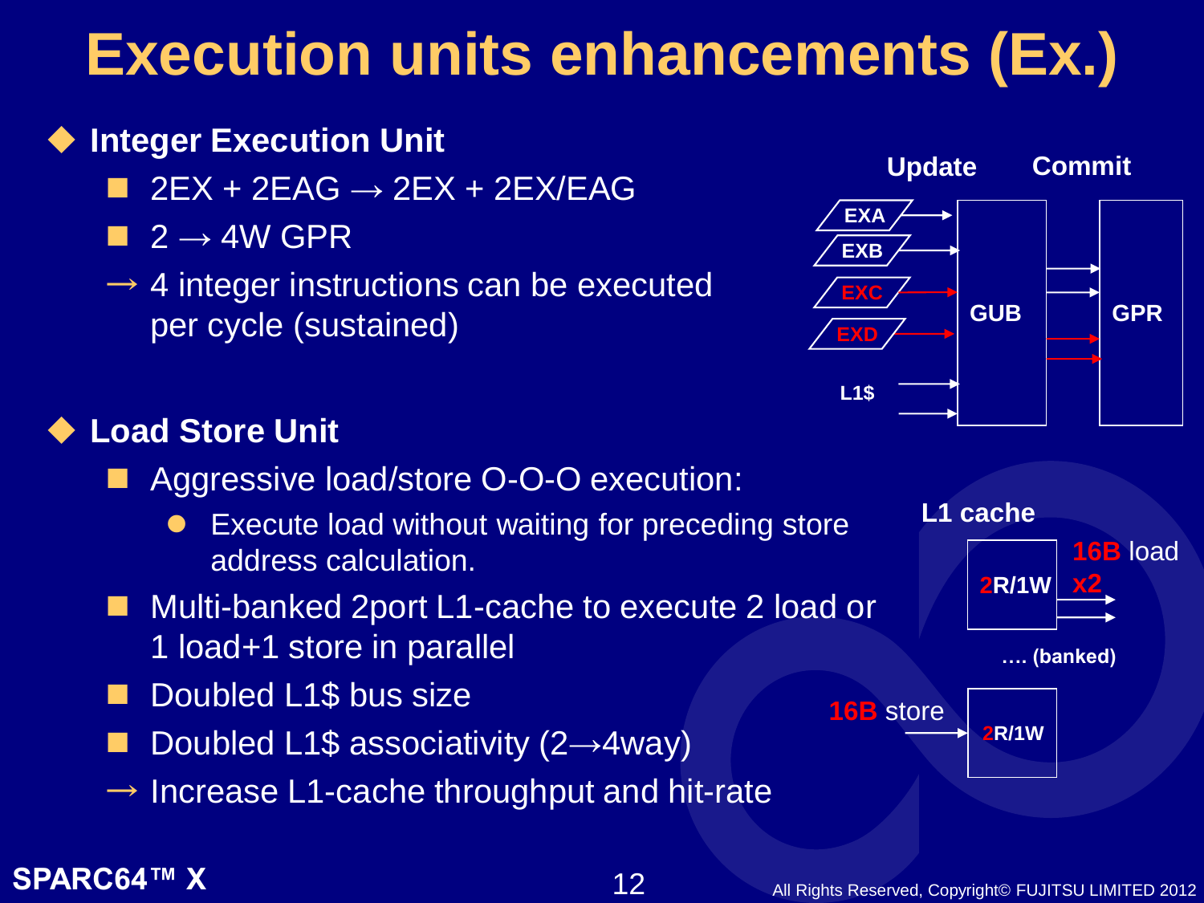# Execution units enhancements (Ex.)

- **Integer Execution Unit**
  - 2EX + 2EAG → 2EX + 2EX/EAG
  - 2 → 4W GPR
  - → 4 integer instructions can be executed per cycle (sustained)

Update — Commit

EXA, EXB, EXC, EXD, L1$ → GUB → GPR

- **Load Store Unit**
  - Aggressive load/store O-O-O execution:
    - Execute load without waiting for preceding store address calculation.
  - Multi-banked 2port L1-cache to execute 2 load or 1 load+1 store in parallel
  - Doubled L1$ bus size
  - Doubled L1$ associativity (2→4way)
  - → Increase L1-cache throughput and hit-rate

L1 cache

2R/1W — 16B load x2

.... (banked)

16B store → 2R/1W

SPARC64™ X

All Rights Reserved, Copyright© FUJITSU LIMITED 2012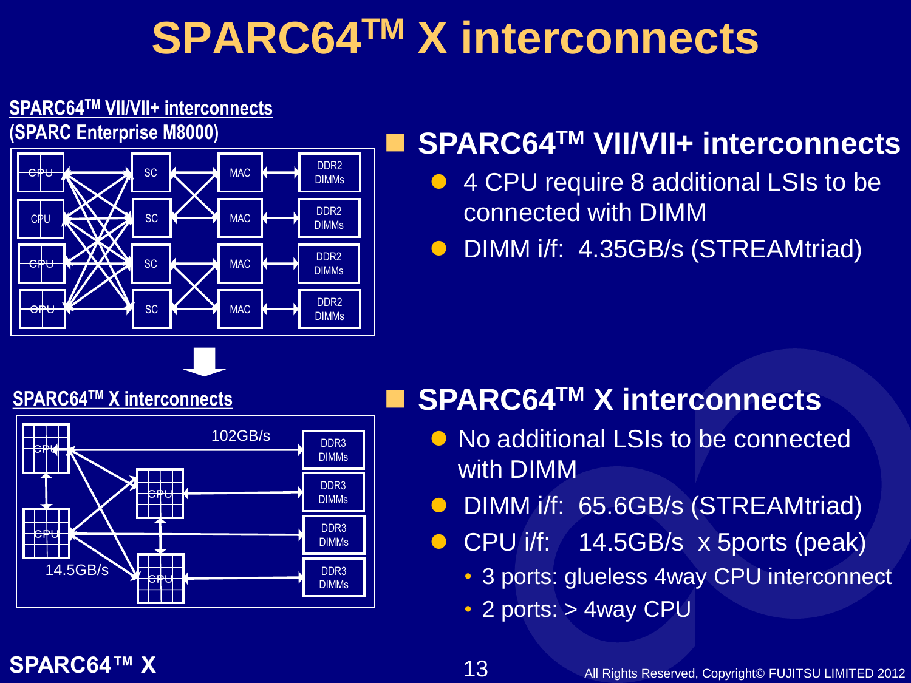# SPARC64™ X interconnects

**SPARC64™ VII/VII+ interconnects (SPARC Enterprise M8000)**

CPU, SC, MAC, DDR2 DIMMs

**SPARC64™ X interconnects**

102GB/s, 14.5GB/s, CPU, DDR3 DIMMs

## SPARC64™ VII/VII+ interconnects

- 4 CPU require 8 additional LSIs to be connected with DIMM
- DIMM i/f: 4.35GB/s (STREAMtriad)

## SPARC64™ X interconnects

- No additional LSIs to be connected with DIMM
- DIMM i/f: 65.6GB/s (STREAMtriad)
- CPU i/f: 14.5GB/s x 5ports (peak)
  - 3 ports: glueless 4way CPU interconnect
  - 2 ports: > 4way CPU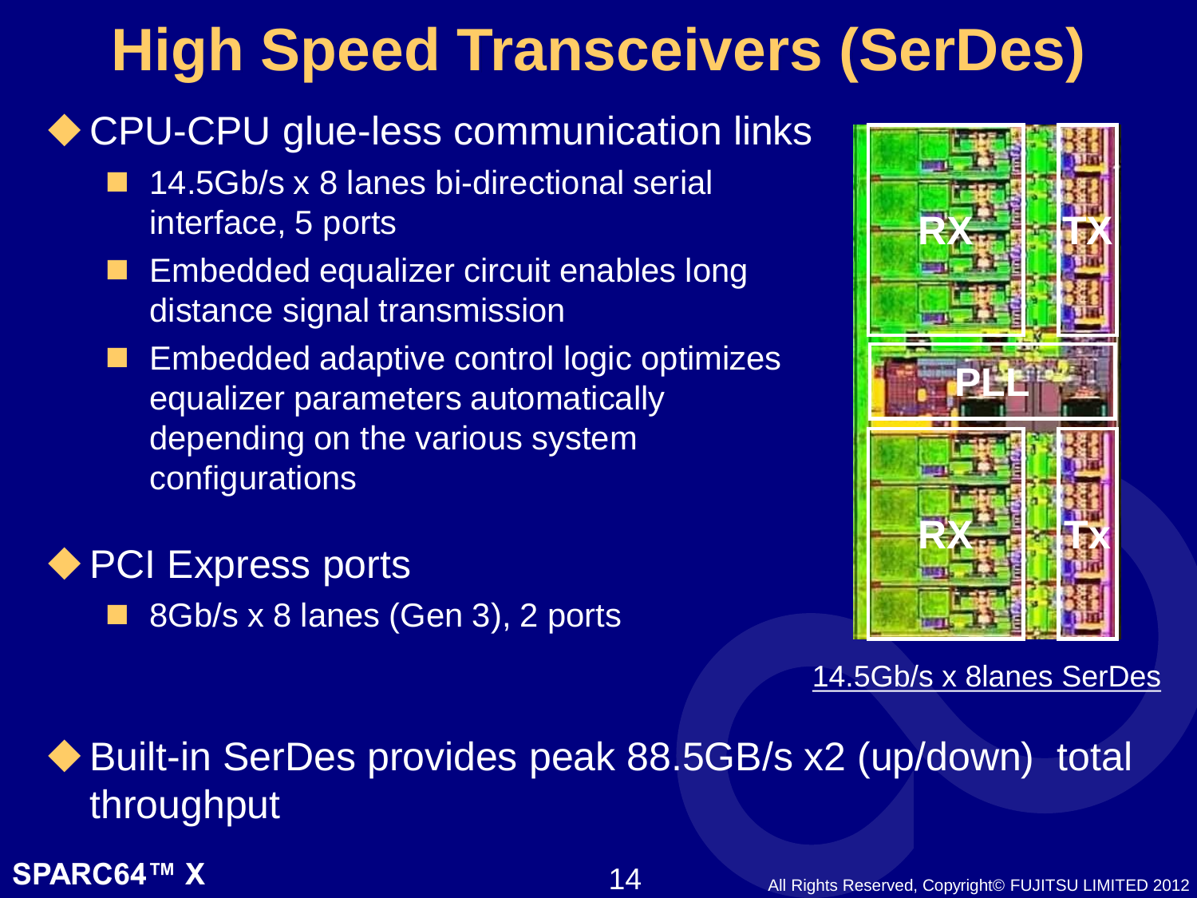# High Speed Transceivers (SerDes)

- CPU-CPU glue-less communication links
  - 14.5Gb/s x 8 lanes bi-directional serial interface, 5 ports
  - Embedded equalizer circuit enables long distance signal transmission
  - Embedded adaptive control logic optimizes equalizer parameters automatically depending on the various system configurations
- PCI Express ports
  - 8Gb/s x 8 lanes (Gen 3), 2 ports

14.5Gb/s x 8lanes SerDes

- Built-in SerDes provides peak 88.5GB/s x2 (up/down) total throughput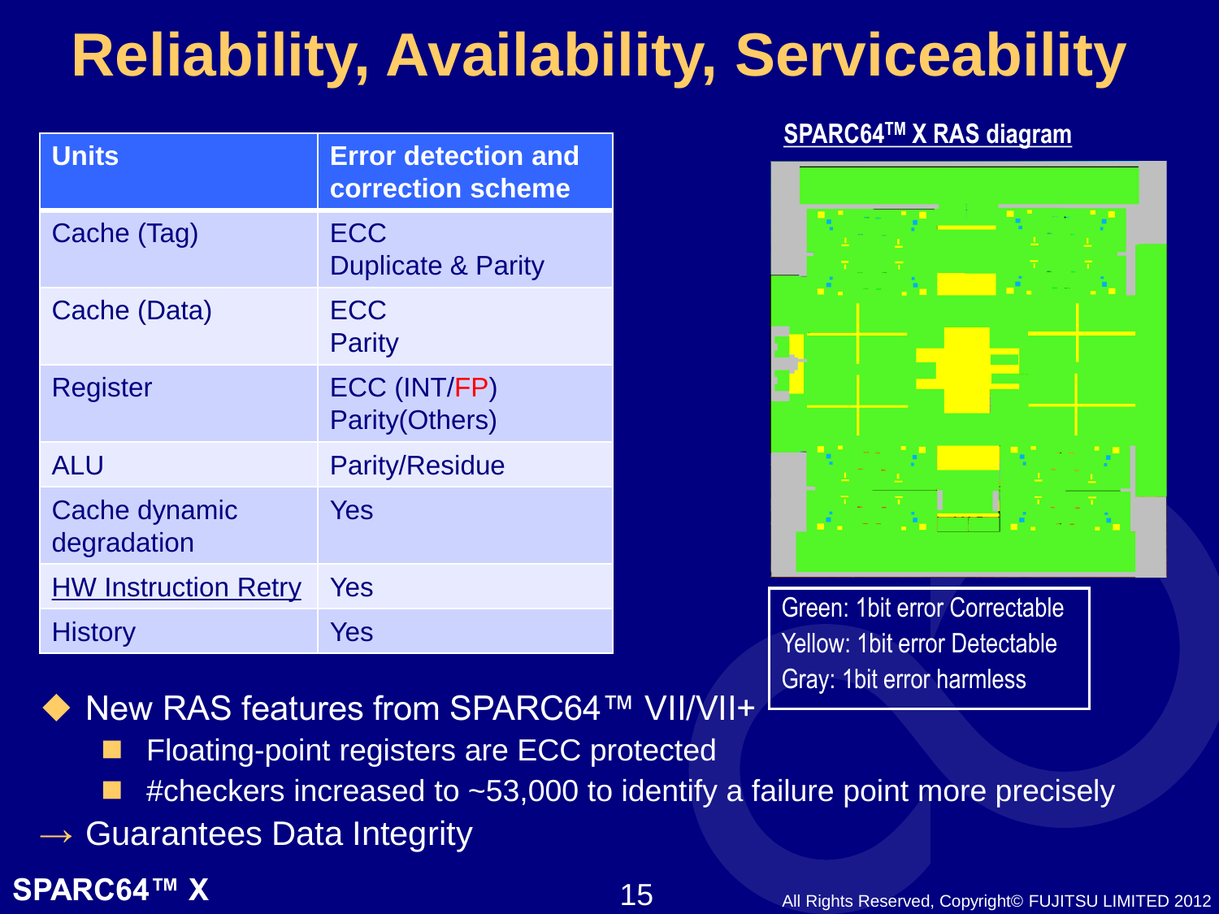# Reliability, Availability, Serviceability

| Units | Error detection and correction scheme |
|---|---|
| Cache (Tag) | ECC<br>Duplicate & Parity |
| Cache (Data) | ECC<br>Parity |
| Register | ECC (INT/FP)<br>Parity(Others) |
| ALU | Parity/Residue |
| Cache dynamic degradation | Yes |
| HW Instruction Retry | Yes |
| History | Yes |

**SPARC64™ X RAS diagram**

Green: 1bit error Correctable
Yellow: 1bit error Detectable
Gray: 1bit error harmless

- New RAS features from SPARC64™ VII/VII+
  - Floating-point registers are ECC protected
  - #checkers increased to ~53,000 to identify a failure point more precisely

→ Guarantees Data Integrity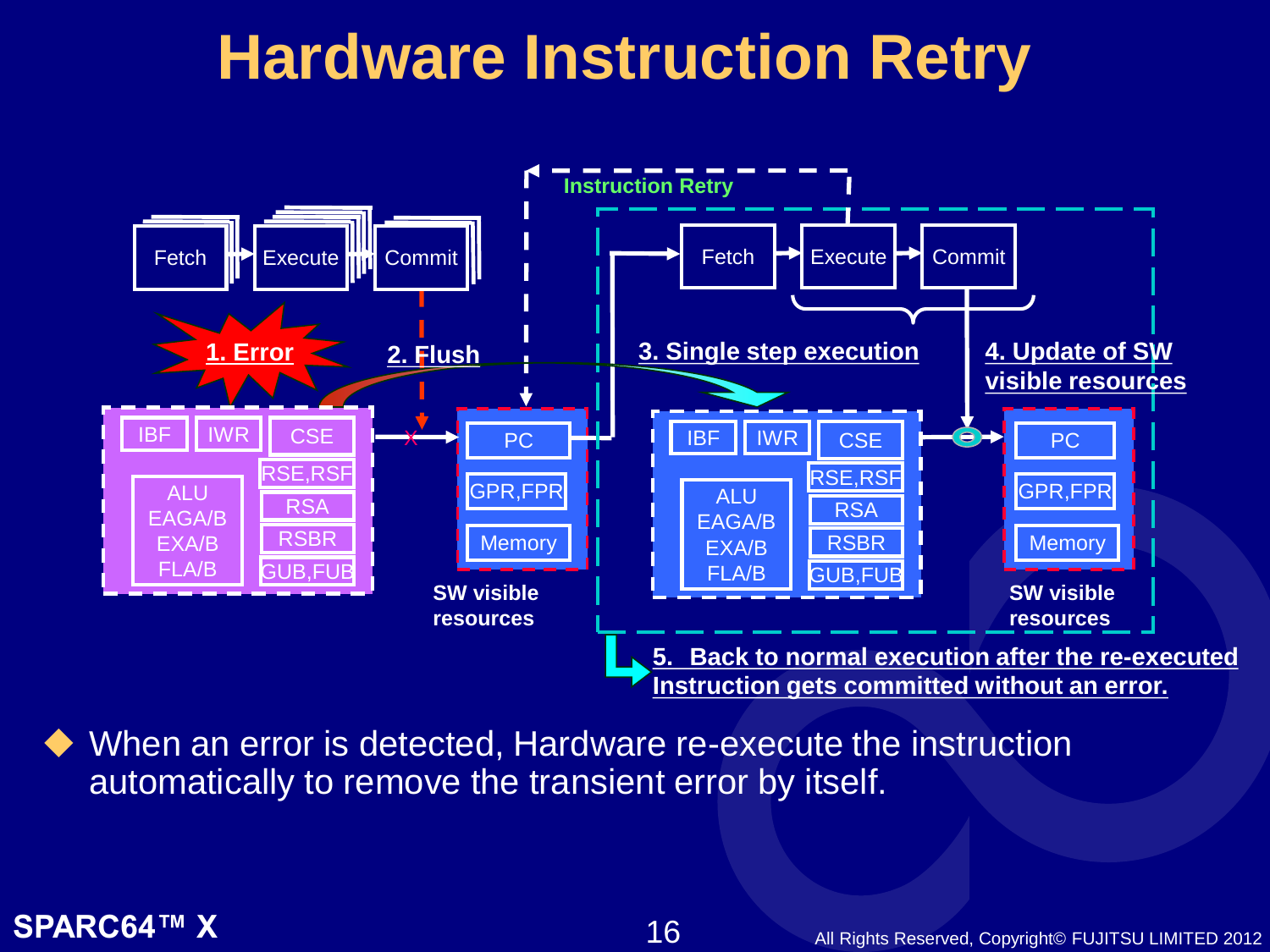# Hardware Instruction Retry

Instruction Retry

Fetch → Execute → Commit

1. Error

2. Flush

| IBF | IWR | CSE |
|---|---|---|
| ALU EAGA/B EXA/B FLA/B | | RSE,RSF |
| | | RSA |
| | | RSBR |
| | | GUB,FUB |

PC
GPR,FPR
Memory

SW visible resources

Fetch → Execute → Commit

3. Single step execution

4. Update of SW visible resources

| IBF | IWR | CSE |
|---|---|---|
| ALU EAGA/B EXA/B FLA/B | | RSE,RSF |
| | | RSA |
| | | RSBR |
| | | GUB,FUB |

PC
GPR,FPR
Memory

SW visible resources

5. Back to normal execution after the re-executed Instruction gets committed without an error.

- When an error is detected, Hardware re-execute the instruction automatically to remove the transient error by itself.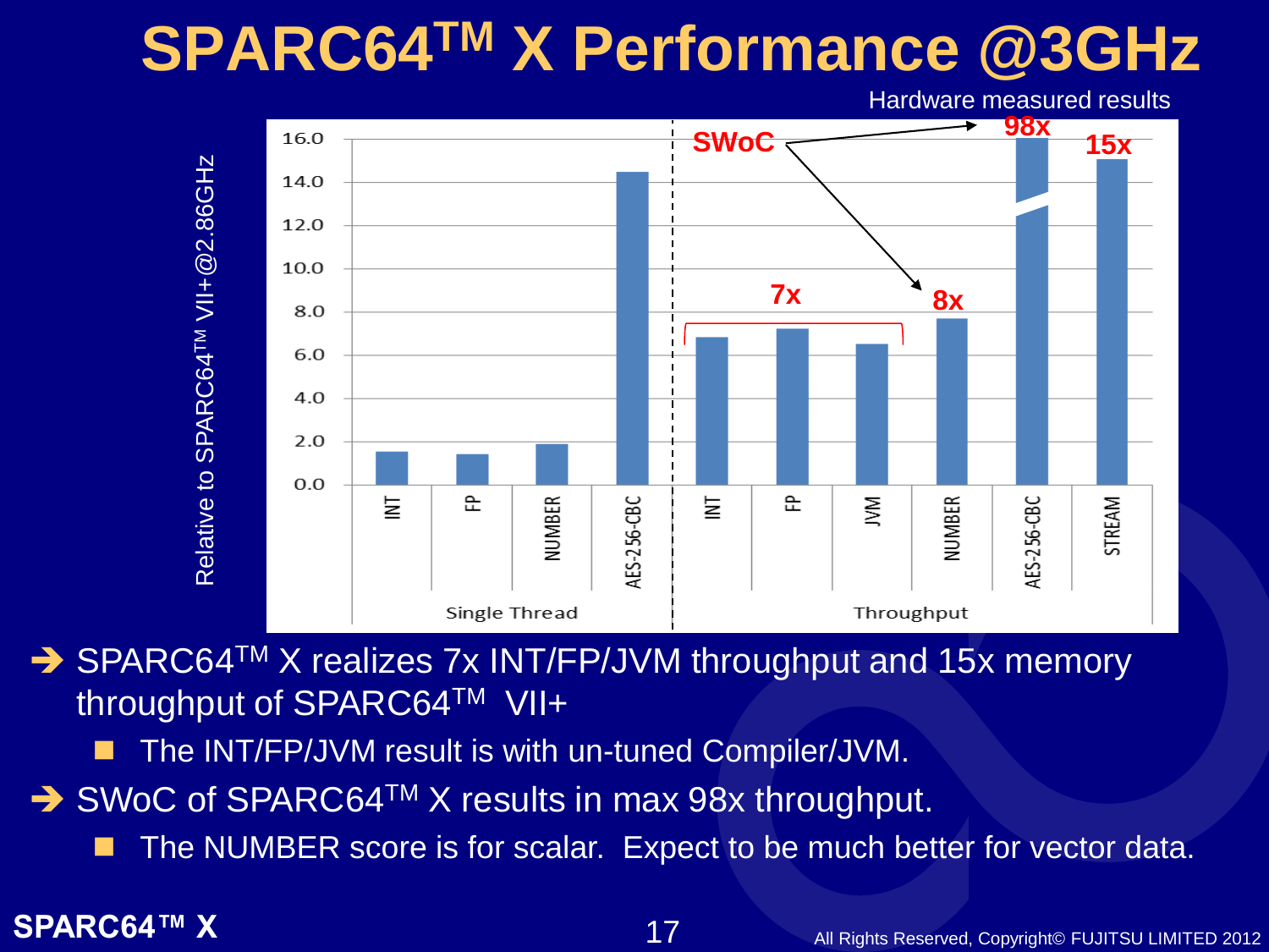# SPARC64™ X Performance @3GHz

Hardware measured results

Relative to SPARC64™ VII+@2.86GHz

| | Single Thread | | | | Throughput | | | | | |
|---|---|---|---|---|---|---|---|---|---|---|
| | INT | FP | NUMBER | AES-256-CBC | INT | FP | JVM | NUMBER | AES-256-CBC | STREAM |
| Relative | ~1.5 | ~1.4 | ~1.9 | ~14.5 | ~6.8 (7x) | ~7.2 (7x) | ~6.5 (7x) | 8x (SWoC) | 98x (SWoC) | 15x |

- ➔ SPARC64™ X realizes 7x INT/FP/JVM throughput and 15x memory throughput of SPARC64™ VII+
  - The INT/FP/JVM result is with un-tuned Compiler/JVM.
- ➔ SWoC of SPARC64™ X results in max 98x throughput.
  - The NUMBER score is for scalar. Expect to be much better for vector data.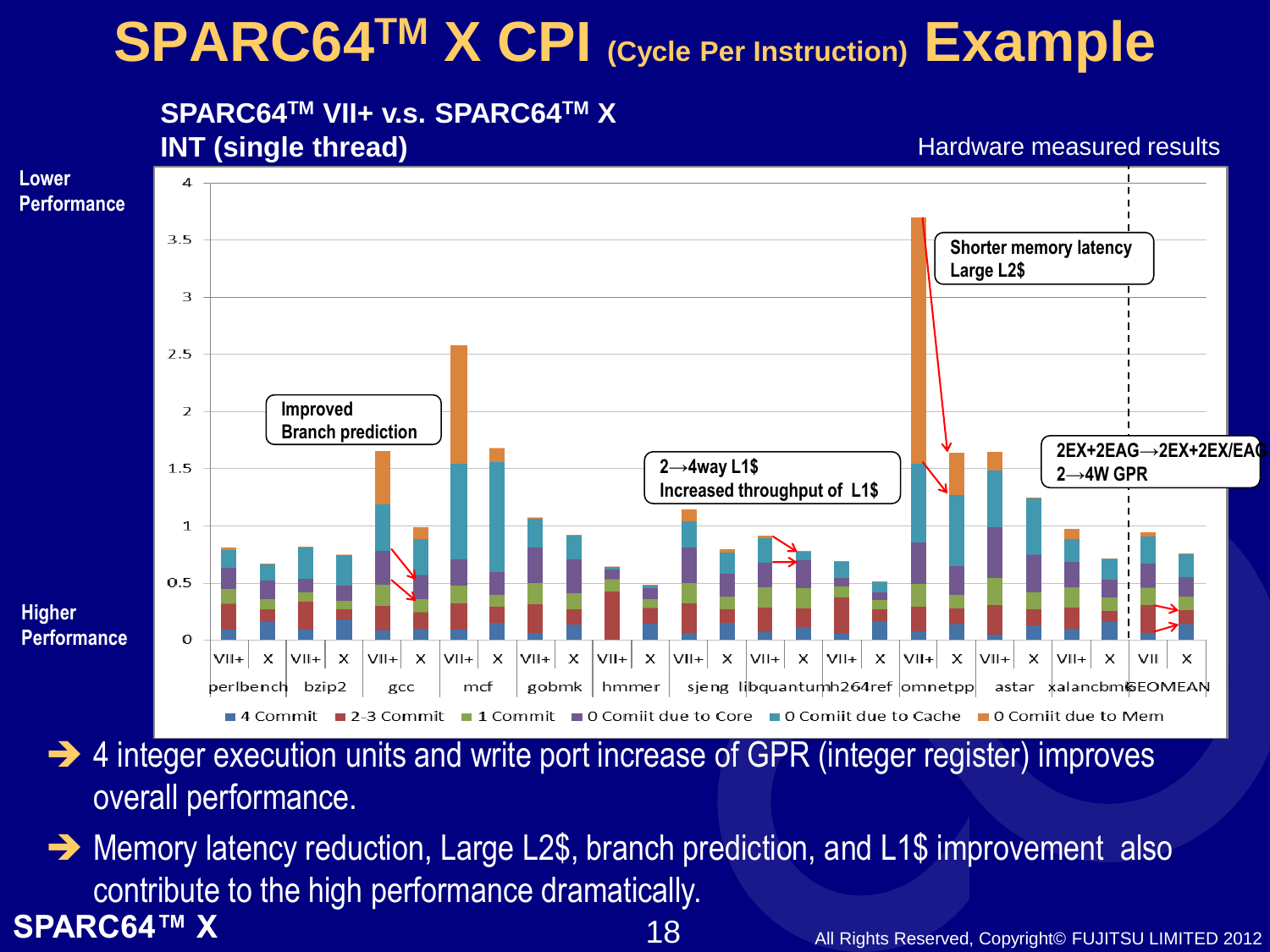# SPARC64™ X CPI (Cycle Per Instruction) Example

**SPARC64™ VII+ v.s. SPARC64™ X**
**INT (single thread)**

Hardware measured results

Lower Performance

Higher Performance

Improved Branch prediction

2→4way L1$
Increased throughput of L1$

Shorter memory latency
Large L2$

2EX+2EAG→2EX+2EX/EAG
2→4W GPR

Benchmarks: perlbench, bzip2, gcc, mcf, gobmk, hmmer, sjeng, libquantum, h264ref, omnetpp, astar, xalancbmk, GEOMEAN (VII+ vs X)

Legend: 4 Commit, 2-3 Commit, 1 Commit, 0 Comiit due to Core, 0 Comiit due to Cache, 0 Comiit due to Mem

- ➔ 4 integer execution units and write port increase of GPR (integer register) improves overall performance.
- ➔ Memory latency reduction, Large L2$, branch prediction, and L1$ improvement also contribute to the high performance dramatically.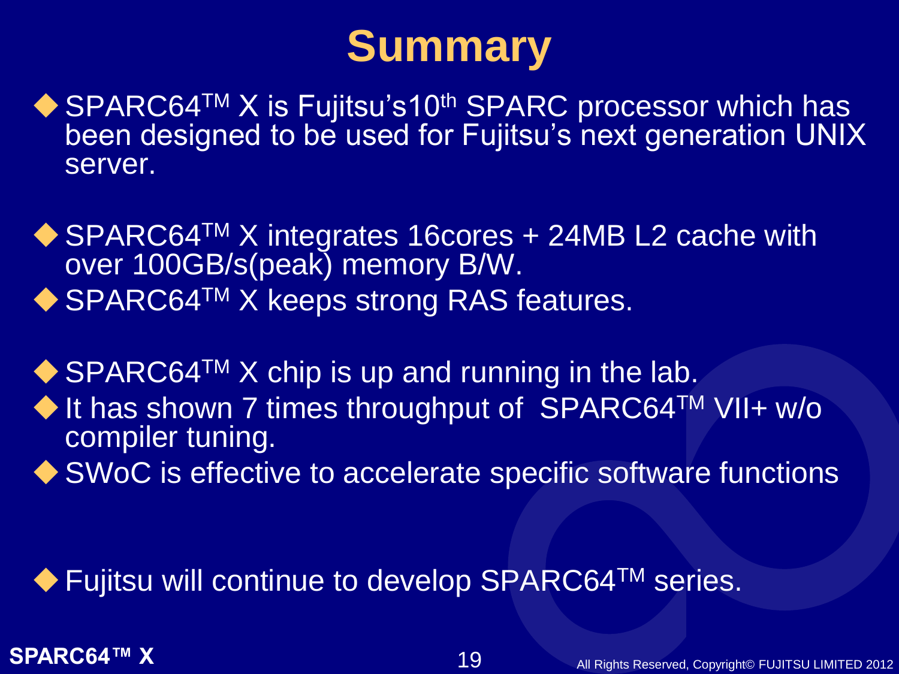# Summary

- SPARC64$^{TM}$ X is Fujitsu's10$^{th}$ SPARC processor which has been designed to be used for Fujitsu's next generation UNIX server.

- SPARC64$^{TM}$ X integrates 16cores + 24MB L2 cache with over 100GB/s(peak) memory B/W.
- SPARC64$^{TM}$ X keeps strong RAS features.

- SPARC64$^{TM}$ X chip is up and running in the lab.
- It has shown 7 times throughput of SPARC64$^{TM}$ VII+ w/o compiler tuning.
- SWoC is effective to accelerate specific software functions

- Fujitsu will continue to develop SPARC64$^{TM}$ series.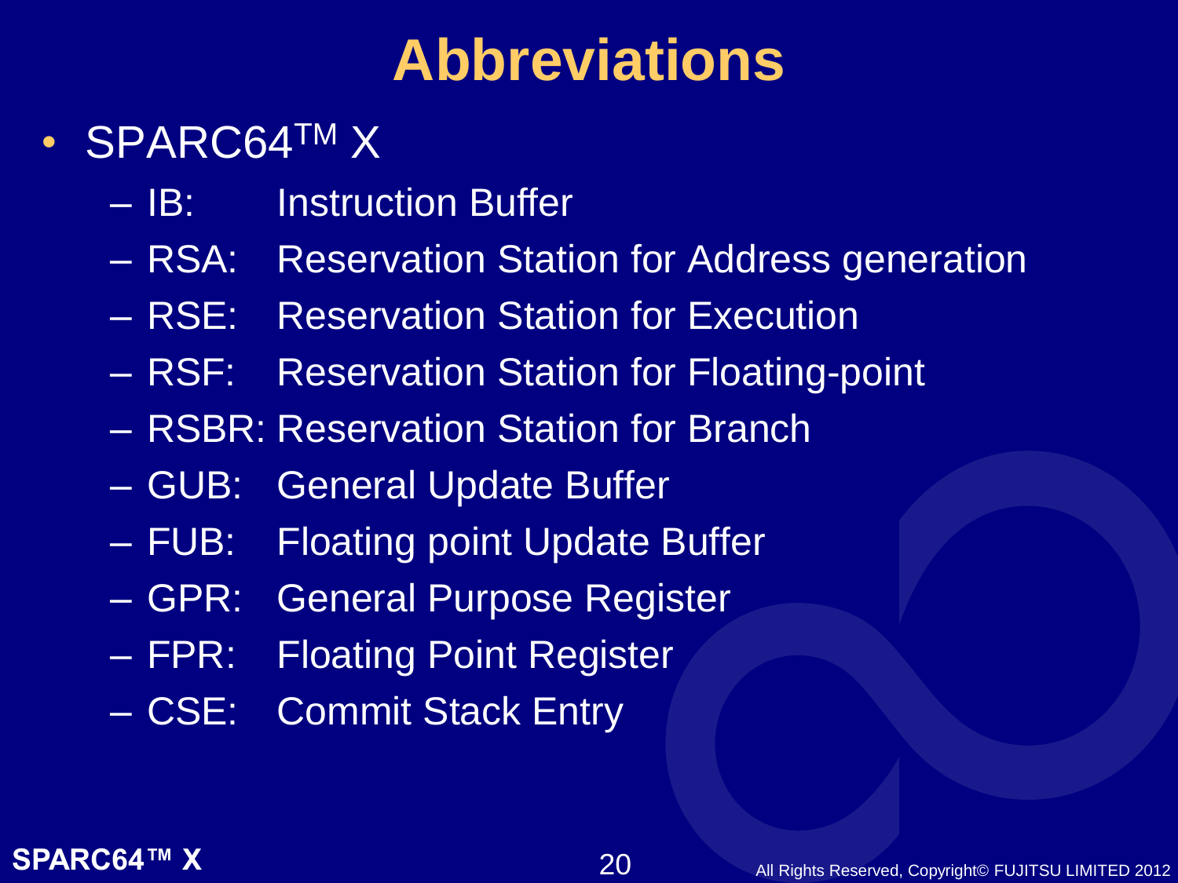# Abbreviations

- SPARC64™ X
  - IB: Instruction Buffer
  - RSA: Reservation Station for Address generation
  - RSE: Reservation Station for Execution
  - RSF: Reservation Station for Floating-point
  - RSBR: Reservation Station for Branch
  - GUB: General Update Buffer
  - FUB: Floating point Update Buffer
  - GPR: General Purpose Register
  - FPR: Floating Point Register
  - CSE: Commit Stack Entry